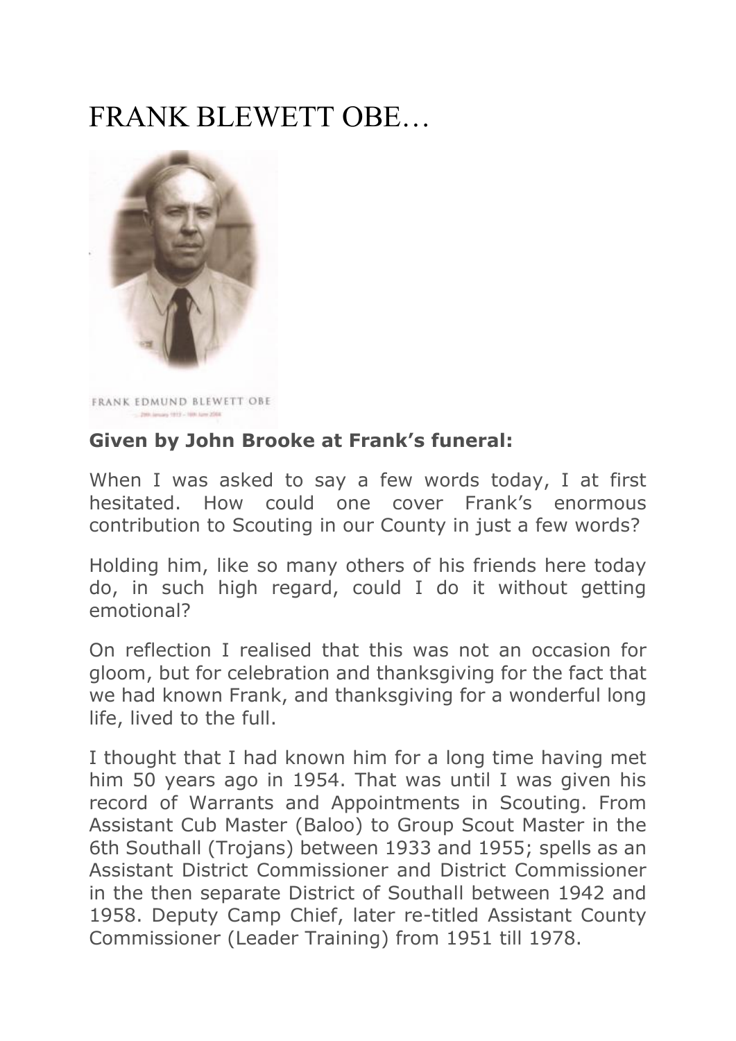# FRANK BLEWETT OBE…

FRANK EDMUND BLEWETT OBE

**Given by John Brooke at Frank's funeral:**

When I was asked to say a few words today, I at first hesitated. How could one cover Frank's enormous contribution to Scouting in our County in just a few words?

Holding him, like so many others of his friends here today do, in such high regard, could I do it without getting emotional?

On reflection I realised that this was not an occasion for gloom, but for celebration and thanksgiving for the fact that we had known Frank, and thanksgiving for a wonderful long life, lived to the full.

I thought that I had known him for a long time having met him 50 years ago in 1954. That was until I was given his record of Warrants and Appointments in Scouting. From Assistant Cub Master (Baloo) to Group Scout Master in the 6th Southall (Trojans) between 1933 and 1955; spells as an Assistant District Commissioner and District Commissioner in the then separate District of Southall between 1942 and 1958. Deputy Camp Chief, later re-titled Assistant County Commissioner (Leader Training) from 1951 till 1978.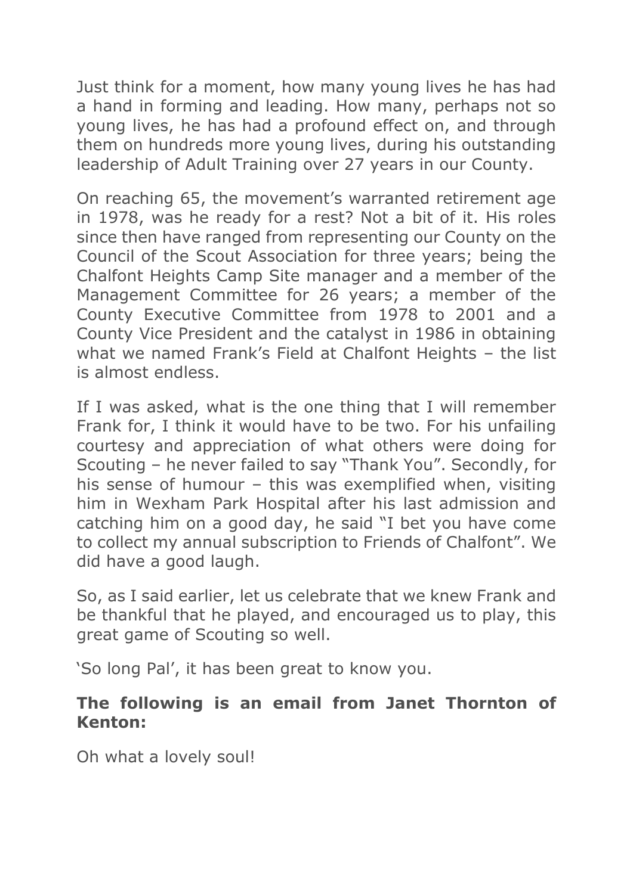Just think for a moment, how many young lives he has had a hand in forming and leading. How many, perhaps not so young lives, he has had a profound effect on, and through them on hundreds more young lives, during his outstanding leadership of Adult Training over 27 years in our County.

On reaching 65, the movement's warranted retirement age in 1978, was he ready for a rest? Not a bit of it. His roles since then have ranged from representing our County on the Council of the Scout Association for three years; being the Chalfont Heights Camp Site manager and a member of the Management Committee for 26 years; a member of the County Executive Committee from 1978 to 2001 and a County Vice President and the catalyst in 1986 in obtaining what we named Frank's Field at Chalfont Heights – the list is almost endless.

If I was asked, what is the one thing that I will remember Frank for, I think it would have to be two. For his unfailing courtesy and appreciation of what others were doing for Scouting – he never failed to say "Thank You". Secondly, for his sense of humour – this was exemplified when, visiting him in Wexham Park Hospital after his last admission and catching him on a good day, he said "I bet you have come to collect my annual subscription to Friends of Chalfont". We did have a good laugh.

So, as I said earlier, let us celebrate that we knew Frank and be thankful that he played, and encouraged us to play, this great game of Scouting so well.

'So long Pal', it has been great to know you.

**The following is an email from Janet Thornton of Kenton:**

Oh what a lovely soul!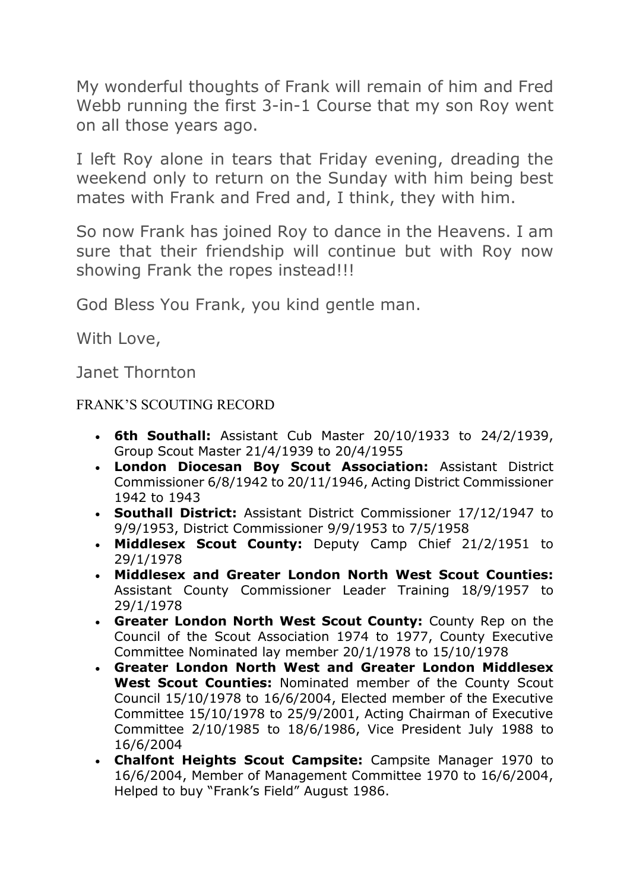My wonderful thoughts of Frank will remain of him and Fred Webb running the first 3-in-1 Course that my son Roy went on all those years ago.

I left Roy alone in tears that Friday evening, dreading the weekend only to return on the Sunday with him being best mates with Frank and Fred and, I think, they with him.

So now Frank has joined Roy to dance in the Heavens. I am sure that their friendship will continue but with Roy now showing Frank the ropes instead!!!

God Bless You Frank, you kind gentle man.

With Love,

Janet Thornton

## FRANK'S SCOUTING RECORD

- **6th Southall:** Assistant Cub Master 20/10/1933 to 24/2/1939, Group Scout Master 21/4/1939 to 20/4/1955
- **London Diocesan Boy Scout Association:** Assistant District Commissioner 6/8/1942 to 20/11/1946, Acting District Commissioner 1942 to 1943
- **Southall District:** Assistant District Commissioner 17/12/1947 to 9/9/1953, District Commissioner 9/9/1953 to 7/5/1958
- **Middlesex Scout County:** Deputy Camp Chief 21/2/1951 to 29/1/1978
- **Middlesex and Greater London North West Scout Counties:** Assistant County Commissioner Leader Training 18/9/1957 to 29/1/1978
- **Greater London North West Scout County:** County Rep on the Council of the Scout Association 1974 to 1977, County Executive Committee Nominated lay member 20/1/1978 to 15/10/1978
- **Greater London North West and Greater London Middlesex West Scout Counties:** Nominated member of the County Scout Council 15/10/1978 to 16/6/2004, Elected member of the Executive Committee 15/10/1978 to 25/9/2001, Acting Chairman of Executive Committee 2/10/1985 to 18/6/1986, Vice President July 1988 to 16/6/2004
- **Chalfont Heights Scout Campsite:** Campsite Manager 1970 to 16/6/2004, Member of Management Committee 1970 to 16/6/2004, Helped to buy "Frank's Field" August 1986.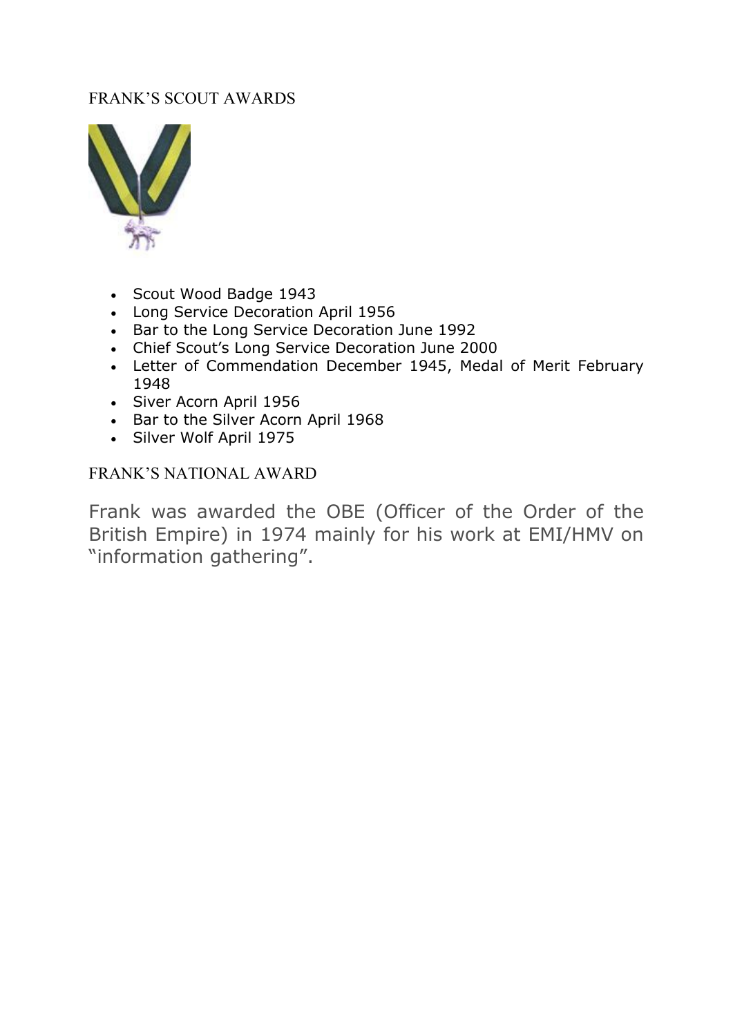## FRANK'S SCOUT AWARDS

- Scout Wood Badge 1943
- Long Service Decoration April 1956
- Bar to the Long Service Decoration June 1992
- Chief Scout's Long Service Decoration June 2000
- Letter of Commendation December 1945, Medal of Merit February 1948
- Siver Acorn April 1956
- Bar to the Silver Acorn April 1968
- Silver Wolf April 1975

## FRANK'S NATIONAL AWARD

Frank was awarded the OBE (Officer of the Order of the British Empire) in 1974 mainly for his work at EMI/HMV on "information gathering".